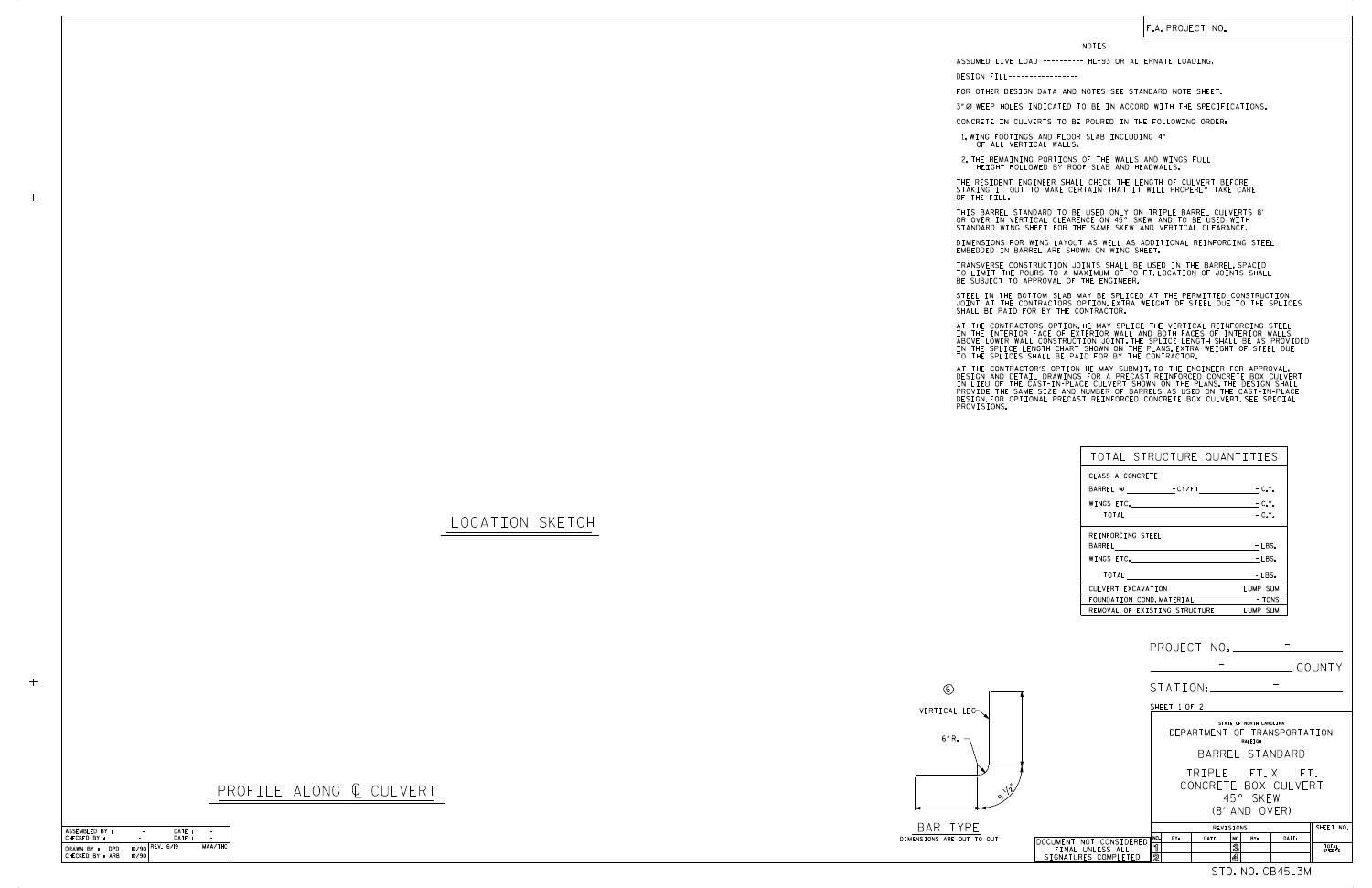F.A. PROJECT NO.

## NOTES

ASSUMED LIVE LOAD ---------- HL-93 OR ALTERNATE LOADING.

DESIGN FILL-----------------

FOR OTHER DESIGN DATA AND NOTES SEE STANDARD NOTE SHEET.

3"Ø WEEP HOLES INDICATED TO BE IN ACCORD WITH THE SPECIFICATIONS.

CONCRETE IN CULVERTS TO BE POURED IN THE FOLLOWING ORDER:

1. WING FOOTINGS AND FLOOR SLAB INCLUDING 4" OF ALL VERTICAL WALLS.
2. THE REMAINING PORTIONS OF THE WALLS AND WINGS FULL HEIGHT FOLLOWED BY ROOF SLAB AND HEADWALLS.

THE RESIDENT ENGINEER SHALL CHECK THE LENGTH OF CULVERT BEFORE STAKING IT OUT TO MAKE CERTAIN THAT IT WILL PROPERLY TAKE CARE OF THE FILL.

THIS BARREL STANDARD TO BE USED ONLY ON TRIPLE BARREL CULVERTS 8' OR OVER IN VERTICAL CLEARANCE ON 45° SKEW AND TO BE USED WITH STANDARD WING SHEET FOR THE SAME SKEW AND VERTICAL CLEARANCE.

DIMENSIONS FOR WING LAYOUT AS WELL AS ADDITIONAL REINFORCING STEEL EMBEDDED IN BARREL ARE SHOWN ON WING SHEET.

TRANSVERSE CONSTRUCTION JOINTS SHALL BE USED IN THE BARREL, SPACED TO LIMIT THE POURS TO A MAXIMUM OF 70 FT. LOCATION OF JOINTS SHALL BE SUBJECT TO APPROVAL OF THE ENGINEER.

STEEL IN THE BOTTOM SLAB MAY BE SPLICED AT THE PERMITTED CONSTRUCTION JOINT AT THE CONTRACTORS OPTION. EXTRA WEIGHT OF STEEL DUE TO THE SPLICES SHALL BE PAID FOR BY THE CONTRACTOR.

AT THE CONTRACTORS OPTION, HE MAY SPLICE THE VERTICAL REINFORCING STEEL IN THE INTERIOR FACE OF EXTERIOR WALL AND BOTH FACES OF INTERIOR WALLS ABOVE LOWER WALL CONSTRUCTION JOINT. THE SPLICE LENGTH SHALL BE AS PROVIDED IN THE SPLICE LENGTH CHART SHOWN ON THE PLANS. EXTRA WEIGHT OF STEEL DUE TO THE SPLICES SHALL BE PAID FOR BY THE CONTRACTOR.

AT THE CONTRACTOR'S OPTION HE MAY SUBMIT, TO THE ENGINEER FOR APPROVAL, DESIGN AND DETAIL DRAWINGS FOR A PRECAST REINFORCED CONCRETE BOX CULVERT IN LIEU OF THE CAST-IN-PLACE CULVERT SHOWN ON THE PLANS. THE DESIGN SHALL PROVIDE THE SAME SIZE AND NUMBER OF BARRELS AS USED ON THE CAST-IN-PLACE DESIGN. FOR OPTIONAL PRECAST REINFORCED CONCRETE BOX CULVERT, SEE SPECIAL PROVISIONS.

## TOTAL STRUCTURE QUANTITIES

| | |
|---|---|
| CLASS A CONCRETE | |
| BARREL @ ________ - CY/FT ________ | - C.Y. |
| WINGS ETC. | - C.Y. |
| TOTAL | - C.Y. |
| REINFORCING STEEL | |
| BARREL | - LBS. |
| WINGS ETC. | - LBS. |
| TOTAL | - LBS. |
| CULVERT EXCAVATION | LUMP SUM |
| FOUNDATION COND. MATERIAL | - TONS |
| REMOVAL OF EXISTING STRUCTURE | LUMP SUM |

LOCATION SKETCH

PROFILE ALONG ℄ CULVERT

⑥ VERTICAL LEG, 6" R., 9 1/2"

BAR TYPE

DIMENSIONS ARE OUT TO OUT

PROJECT NO. -

- COUNTY

STATION: -

SHEET 1 OF 2

STATE OF NORTH CAROLINA
DEPARTMENT OF TRANSPORTATION
RALEIGH

BARREL STANDARD

TRIPLE FT. X FT.
CONCRETE BOX CULVERT
45° SKEW
(8' AND OVER)

| REVISIONS | | | | | | | SHEET NO. |
|---|---|---|---|---|---|---|---|
| NO. | BY: | DATE: | NO. | BY: | DATE: | | |
| 1 | | | 3 | | | | TOTAL SHEETS |
| 2 | | | 4 | | | | |

DOCUMENT NOT CONSIDERED FINAL UNLESS ALL SIGNATURES COMPLETED

| | | | | |
|---|---|---|---|---|
| ASSEMBLED BY : | - | DATE : | - | |
| CHECKED BY : | - | DATE : | - | |
| DRAWN BY : DPD | 10/90 | REV. 6/19 | | MAA/THC |
| CHECKED BY : ARB | 10/90 | | | |

STD. NO. CB45_3M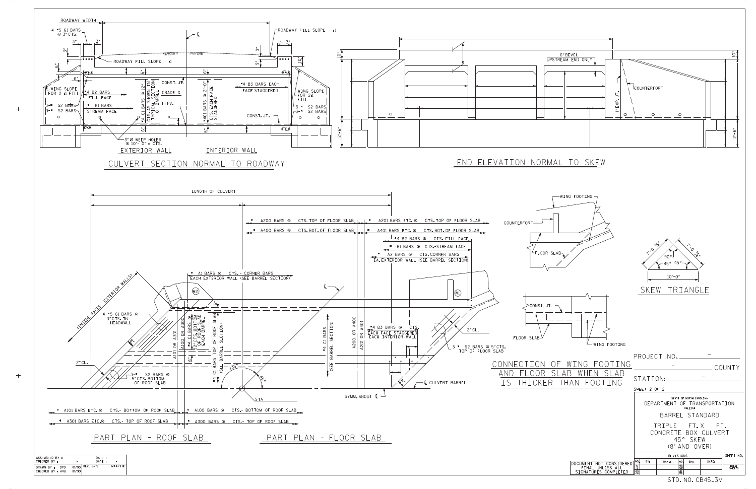## CULVERT SECTION NORMAL TO ROADWAY

ROADWAY WIDTH

4 #5 G1 BARS @ 3" CTS.

3"

3"

3"

6"

ROADWAY FILL SLOPE :1

ROADWAY FILL SLOPE :1

1'- 3"

3"

9"

10"

6"

6"

WING SLOPE FOR 2:1 FILL

WING SLOPE FOR 2:1 FILL

#4 B2 BARS FILL FACE

# B1 BARS STREAM FACE

3-# S2 BARS

3-# S2 BARS

3-# S2 BARS

3-# S2 BARS

#4 C1 BARS @ 12" CTS. AS SHOWN IN TYPICAL SECTION OF BARREL

CONST. JT.

GRADE %

ELEV.

#4C1 BARS @ 2'-0" CTS. EACH FACE STAGGERED

#4 B3 BARS EACH FACE STAGGERED

CONST. JT.

3" Ø WEEP HOLES @ 10'- 0" ± CTS.

EXTERIOR WALL

INTERIOR WALL

## END ELEVATION NORMAL TO SKEW

6" BEVEL UPSTREAM END ONLY

COUNTERFORT

1" EXP. JT.

10"

10"

2'-6"

2'-6"

## PART PLAN - ROOF SLAB / PART PLAN - FLOOR SLAB

LENGTH OF CULVERT

# A200 BARS @ CTS. TOP OF FLOOR SLAB

# A201 BARS ETC. @ CTS. TOP OF FLOOR SLAB

# A400 BARS @ CTS. BOT. OF FLOOR SLAB

# A401 BARS ETC. @ CTS. BOT. OF FLOOR SLAB

#4 B2 BARS @ CTS.-FILL FACE

# B1 BARS @ CTS.-STREAM FACE

# A2 BARS @ CTS. CORNER BARS EA. EXTERIOR WALL (SEE BARREL SECTION)

# A1 BARS @ CTS. - CORNER BARS EACH EXTERIOR WALL (SEE BARREL SECTION)

(INSIDE FACES EXTERIOR WALLS)

#2

#1

6"

4 #5 G1 BARS @ 3" CTS. IN HEADWALL

A101 OR A301

#4 C1 BARS @ 12" CTS. BOTTOM OF ROOF SLAB EACH BARREL

#4 C1 BARS TOP OF ROOF SLAB (SEE BARREL SECTION)

#4 C1 BARS (SEE BARREL SECTION)

A200 OR A400

A201 OR A401

#4 B3 BARS @ CTS. EACH FACE STAGGERED EACH INTERIOR WALL

2" CL.

3 # S2 BARS @ 5" CTS. TOP OF ROOF SLAB

2" CL.

3-# S2 BARS @ 5" CTS. BOTTOM OF ROOF SLAB

135°

45°

STA

SYMM. ABOUT ℄

℄ CULVERT BARREL

# A101 BARS ETC. @ CTS.- BOTTOM OF ROOF SLAB

# A100 BARS @ CTS.- BOTTOM OF ROOF SLAB

# A301 BARS ETC. @ CTS.- TOP OF ROOF SLAB

# A300 BARS @ CTS.- TOP OF ROOF SLAB

## CONNECTION OF WING FOOTING AND FLOOR SLAB WHEN SLAB IS THICKER THAN FOOTING

WING FOOTING

COUNTERFORT

FLOOR SLAB

CONST. JT.

FLOOR SLAB

WING FOOTING

## SKEW TRIANGLE

7'-0 7/8"

7'-0 7/8"

90°

45° 45°

10'-0"

PROJECT NO. -

- COUNTY

STATION: -

SHEET 2 OF 2

STATE OF NORTH CAROLINA
DEPARTMENT OF TRANSPORTATION
RALEIGH

BARREL STANDARD

TRIPLE FT. X FT.
CONCRETE BOX CULVERT
45° SKEW
(8' AND OVER)

| REVISIONS | | | | | | SHEET NO. |
|---|---|---|---|---|---|---|
| NO. | BY: | DATE: | NO. | BY: | DATE: | |
| 1 | | | 3 | | | TOTAL SHEETS |
| 2 | | | 4 | | | |

DOCUMENT NOT CONSIDERED FINAL UNLESS ALL SIGNATURES COMPLETED

| | | | |
|---|---|---|---|
| ASSEMBLED BY : | - | DATE : | - |
| CHECKED BY : | - | DATE : | - |
| DRAWN BY : DPD | 10/90 | REV. 6/19 | MAA/THC |
| CHECKED BY : ARB | 10/90 | | |

STD. NO. CB45_3M